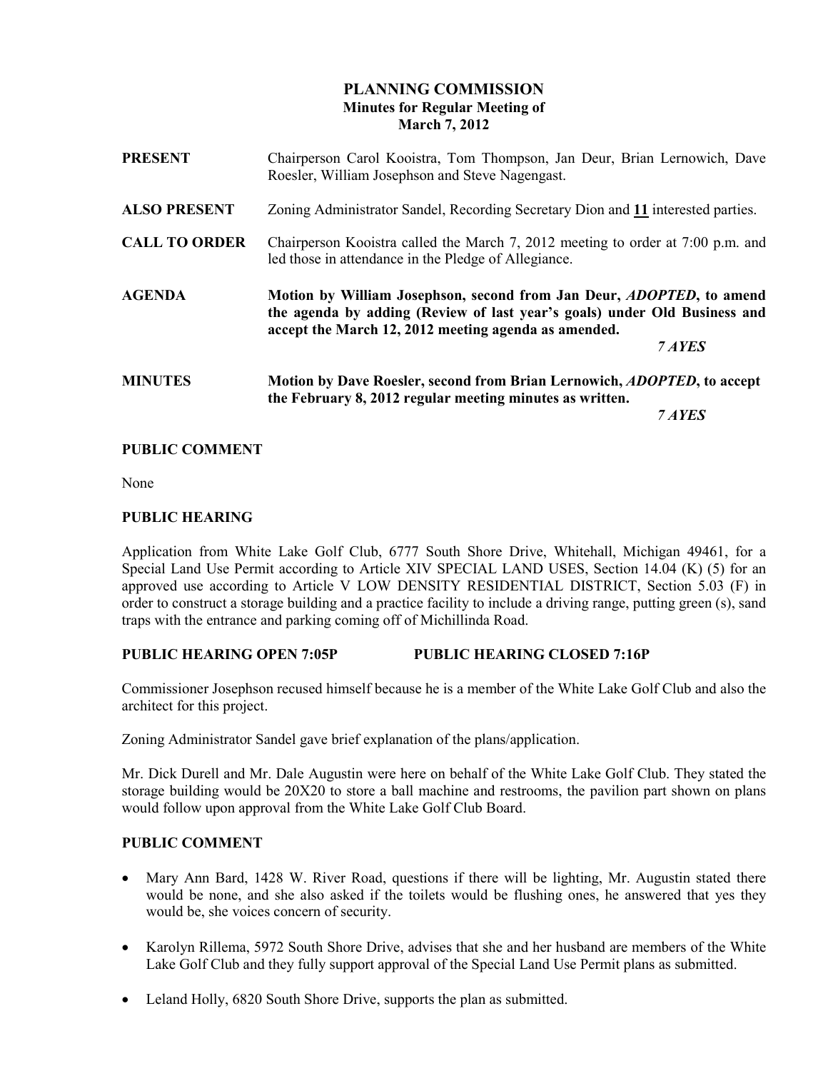# PLANNING COMMISSION
## Minutes for Regular Meeting of
## March 7, 2012

**PRESENT** Chairperson Carol Kooistra, Tom Thompson, Jan Deur, Brian Lernowich, Dave Roesler, William Josephson and Steve Nagengast.

**ALSO PRESENT** Zoning Administrator Sandel, Recording Secretary Dion and **11** interested parties.

**CALL TO ORDER** Chairperson Kooistra called the March 7, 2012 meeting to order at 7:00 p.m. and led those in attendance in the Pledge of Allegiance.

**AGENDA** **Motion by William Josephson, second from Jan Deur, *ADOPTED*, to amend the agenda by adding (Review of last year's goals) under Old Business and accept the March 12, 2012 meeting agenda as amended.**

***7 AYES***

**MINUTES** **Motion by Dave Roesler, second from Brian Lernowich, *ADOPTED*, to accept the February 8, 2012 regular meeting minutes as written.**

***7 AYES***

**PUBLIC COMMENT**

None

**PUBLIC HEARING**

Application from White Lake Golf Club, 6777 South Shore Drive, Whitehall, Michigan 49461, for a Special Land Use Permit according to Article XIV SPECIAL LAND USES, Section 14.04 (K) (5) for an approved use according to Article V LOW DENSITY RESIDENTIAL DISTRICT, Section 5.03 (F) in order to construct a storage building and a practice facility to include a driving range, putting green (s), sand traps with the entrance and parking coming off of Michillinda Road.

**PUBLIC HEARING OPEN 7:05P PUBLIC HEARING CLOSED 7:16P**

Commissioner Josephson recused himself because he is a member of the White Lake Golf Club and also the architect for this project.

Zoning Administrator Sandel gave brief explanation of the plans/application.

Mr. Dick Durell and Mr. Dale Augustin were here on behalf of the White Lake Golf Club. They stated the storage building would be 20X20 to store a ball machine and restrooms, the pavilion part shown on plans would follow upon approval from the White Lake Golf Club Board.

**PUBLIC COMMENT**

- Mary Ann Bard, 1428 W. River Road, questions if there will be lighting, Mr. Augustin stated there would be none, and she also asked if the toilets would be flushing ones, he answered that yes they would be, she voices concern of security.
- Karolyn Rillema, 5972 South Shore Drive, advises that she and her husband are members of the White Lake Golf Club and they fully support approval of the Special Land Use Permit plans as submitted.
- Leland Holly, 6820 South Shore Drive, supports the plan as submitted.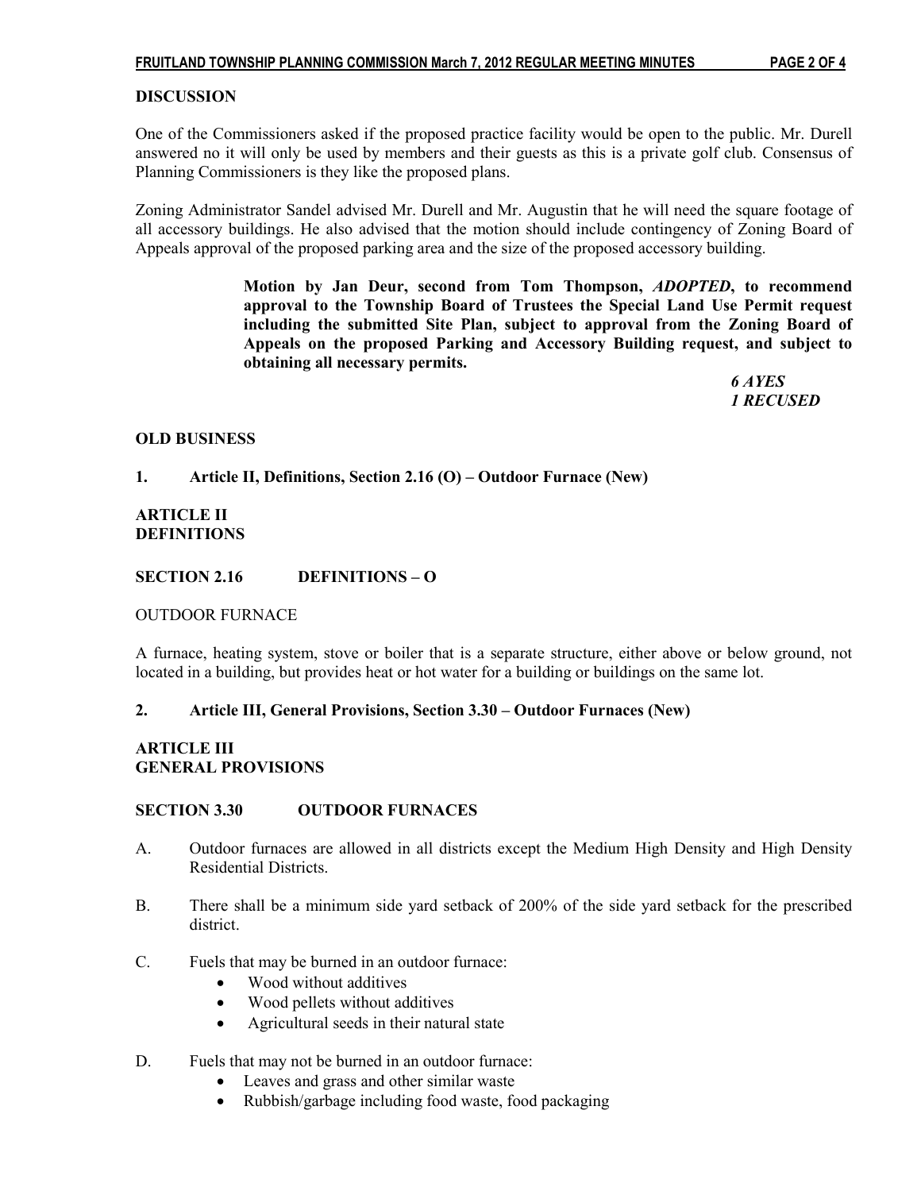**DISCUSSION**

One of the Commissioners asked if the proposed practice facility would be open to the public. Mr. Durell answered no it will only be used by members and their guests as this is a private golf club. Consensus of Planning Commissioners is they like the proposed plans.

Zoning Administrator Sandel advised Mr. Durell and Mr. Augustin that he will need the square footage of all accessory buildings. He also advised that the motion should include contingency of Zoning Board of Appeals approval of the proposed parking area and the size of the proposed accessory building.

> **Motion by Jan Deur, second from Tom Thompson, *ADOPTED*, to recommend approval to the Township Board of Trustees the Special Land Use Permit request including the submitted Site Plan, subject to approval from the Zoning Board of Appeals on the proposed Parking and Accessory Building request, and subject to obtaining all necessary permits.**
>
> ***6 AYES***
> ***1 RECUSED***

**OLD BUSINESS**

**1. Article II, Definitions, Section 2.16 (O) – Outdoor Furnace (New)**

**ARTICLE II**
**DEFINITIONS**

**SECTION 2.16 DEFINITIONS – O**

OUTDOOR FURNACE

A furnace, heating system, stove or boiler that is a separate structure, either above or below ground, not located in a building, but provides heat or hot water for a building or buildings on the same lot.

**2. Article III, General Provisions, Section 3.30 – Outdoor Furnaces (New)**

**ARTICLE III**
**GENERAL PROVISIONS**

**SECTION 3.30 OUTDOOR FURNACES**

A. Outdoor furnaces are allowed in all districts except the Medium High Density and High Density Residential Districts.

B. There shall be a minimum side yard setback of 200% of the side yard setback for the prescribed district.

C. Fuels that may be burned in an outdoor furnace:
- Wood without additives
- Wood pellets without additives
- Agricultural seeds in their natural state

D. Fuels that may not be burned in an outdoor furnace:
- Leaves and grass and other similar waste
- Rubbish/garbage including food waste, food packaging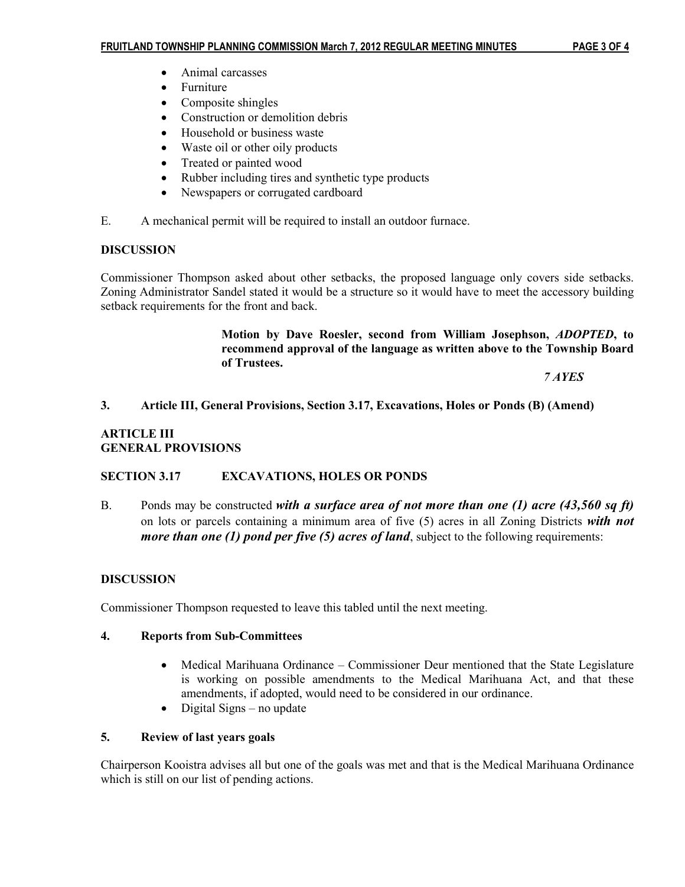- Animal carcasses
- Furniture
- Composite shingles
- Construction or demolition debris
- Household or business waste
- Waste oil or other oily products
- Treated or painted wood
- Rubber including tires and synthetic type products
- Newspapers or corrugated cardboard

E. A mechanical permit will be required to install an outdoor furnace.

**DISCUSSION**

Commissioner Thompson asked about other setbacks, the proposed language only covers side setbacks. Zoning Administrator Sandel stated it would be a structure so it would have to meet the accessory building setback requirements for the front and back.

> **Motion by Dave Roesler, second from William Josephson, *ADOPTED*, to recommend approval of the language as written above to the Township Board of Trustees.**
>
> ***7 AYES***

**3. Article III, General Provisions, Section 3.17, Excavations, Holes or Ponds (B) (Amend)**

**ARTICLE III**
**GENERAL PROVISIONS**

**SECTION 3.17 EXCAVATIONS, HOLES OR PONDS**

B. Ponds may be constructed ***with a surface area of not more than one (1) acre (43,560 sq ft)*** on lots or parcels containing a minimum area of five (5) acres in all Zoning Districts ***with not more than one (1) pond per five (5) acres of land***, subject to the following requirements:

**DISCUSSION**

Commissioner Thompson requested to leave this tabled until the next meeting.

**4. Reports from Sub-Committees**

- Medical Marihuana Ordinance – Commissioner Deur mentioned that the State Legislature is working on possible amendments to the Medical Marihuana Act, and that these amendments, if adopted, would need to be considered in our ordinance.
- Digital Signs – no update

**5. Review of last years goals**

Chairperson Kooistra advises all but one of the goals was met and that is the Medical Marihuana Ordinance which is still on our list of pending actions.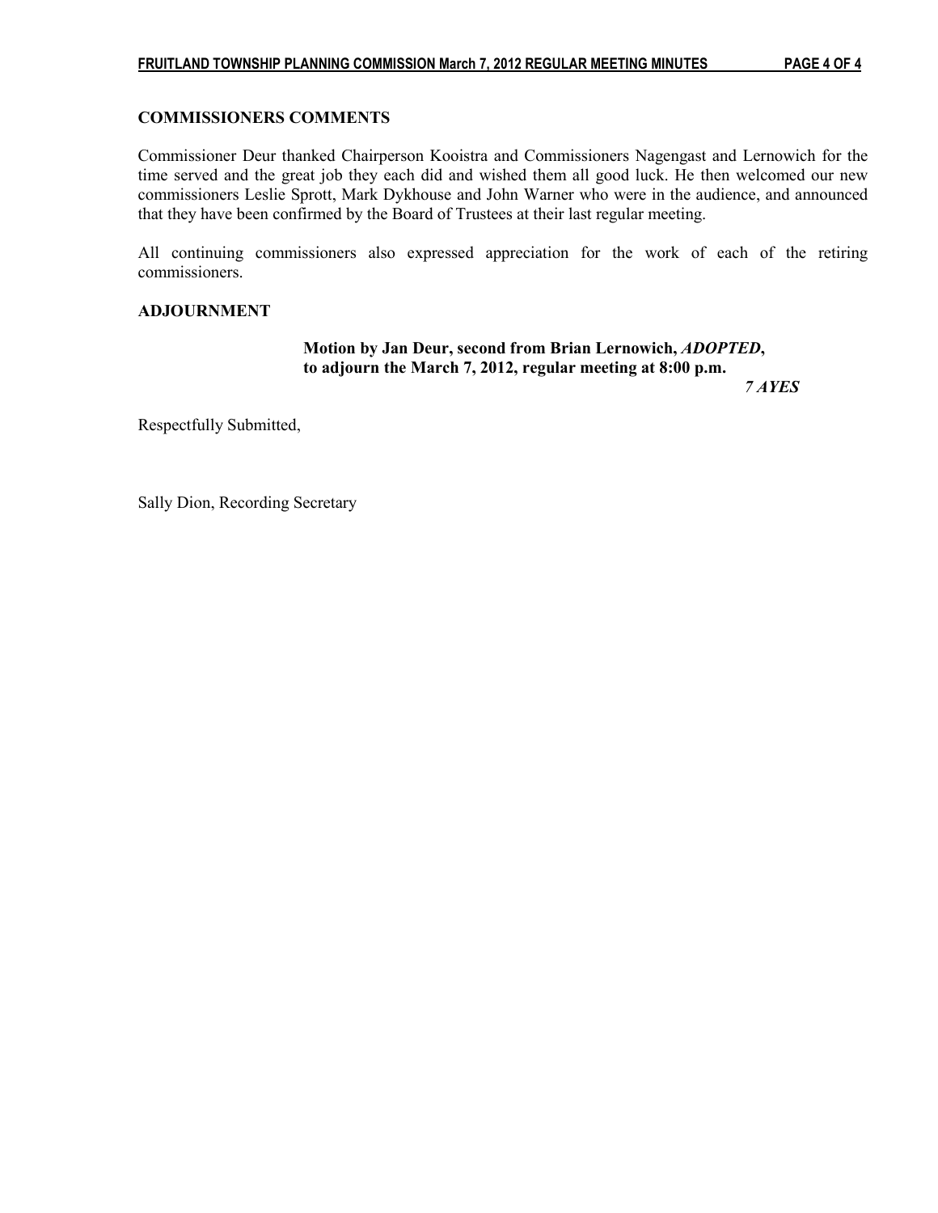## COMMISSIONERS COMMENTS

Commissioner Deur thanked Chairperson Kooistra and Commissioners Nagengast and Lernowich for the time served and the great job they each did and wished them all good luck. He then welcomed our new commissioners Leslie Sprott, Mark Dykhouse and John Warner who were in the audience, and announced that they have been confirmed by the Board of Trustees at their last regular meeting.

All continuing commissioners also expressed appreciation for the work of each of the retiring commissioners.

## ADJOURNMENT

**Motion by Jan Deur, second from Brian Lernowich, *ADOPTED*, to adjourn the March 7, 2012, regular meeting at 8:00 p.m.**

***7 AYES***

Respectfully Submitted,

Sally Dion, Recording Secretary